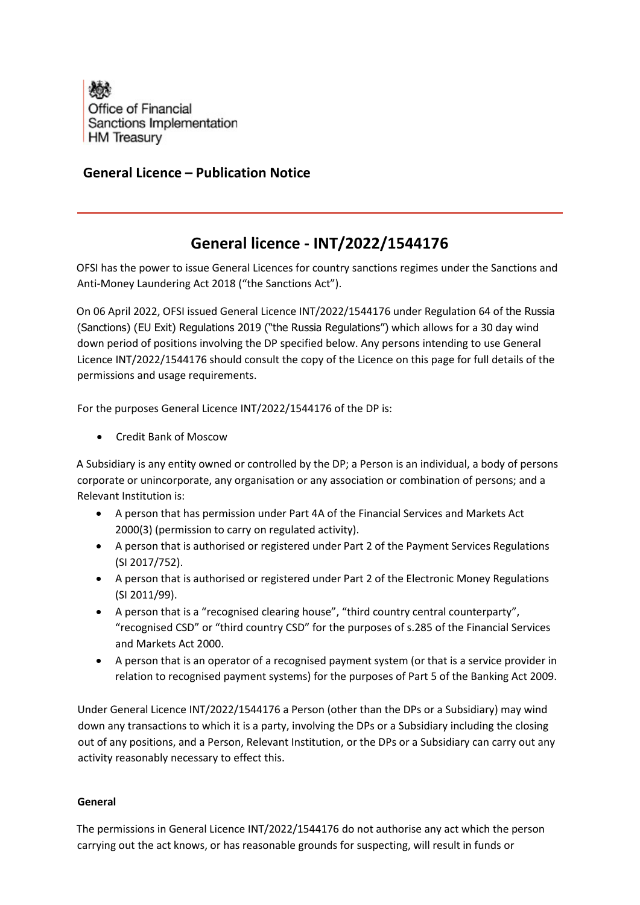Office of Financial Sanctions Implementation
HM Treasury

## General Licence – Publication Notice

# General licence - INT/2022/1544176

OFSI has the power to issue General Licences for country sanctions regimes under the Sanctions and Anti-Money Laundering Act 2018 ("the Sanctions Act").

On 06 April 2022, OFSI issued General Licence INT/2022/1544176 under Regulation 64 of the Russia (Sanctions) (EU Exit) Regulations 2019 ("the Russia Regulations") which allows for a 30 day wind down period of positions involving the DP specified below. Any persons intending to use General Licence INT/2022/1544176 should consult the copy of the Licence on this page for full details of the permissions and usage requirements.

For the purposes General Licence INT/2022/1544176 of the DP is:

- Credit Bank of Moscow

A Subsidiary is any entity owned or controlled by the DP; a Person is an individual, a body of persons corporate or unincorporate, any organisation or any association or combination of persons; and a Relevant Institution is:

- A person that has permission under Part 4A of the Financial Services and Markets Act 2000(3) (permission to carry on regulated activity).
- A person that is authorised or registered under Part 2 of the Payment Services Regulations (SI 2017/752).
- A person that is authorised or registered under Part 2 of the Electronic Money Regulations (SI 2011/99).
- A person that is a "recognised clearing house", "third country central counterparty", "recognised CSD" or "third country CSD" for the purposes of s.285 of the Financial Services and Markets Act 2000.
- A person that is an operator of a recognised payment system (or that is a service provider in relation to recognised payment systems) for the purposes of Part 5 of the Banking Act 2009.

Under General Licence INT/2022/1544176 a Person (other than the DPs or a Subsidiary) may wind down any transactions to which it is a party, involving the DPs or a Subsidiary including the closing out of any positions, and a Person, Relevant Institution, or the DPs or a Subsidiary can carry out any activity reasonably necessary to effect this.

**General**

The permissions in General Licence INT/2022/1544176 do not authorise any act which the person carrying out the act knows, or has reasonable grounds for suspecting, will result in funds or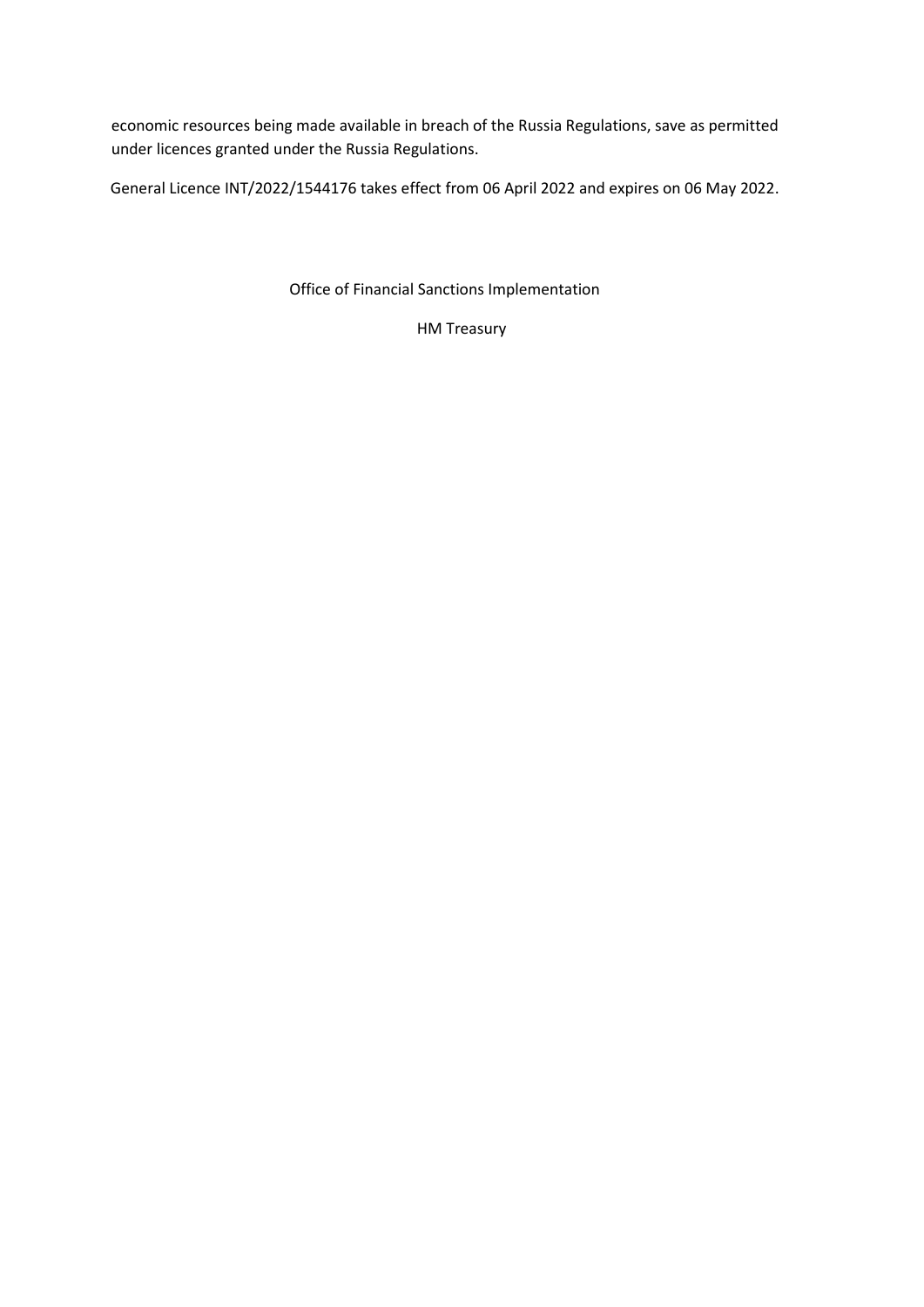economic resources being made available in breach of the Russia Regulations, save as permitted under licences granted under the Russia Regulations.

General Licence INT/2022/1544176 takes effect from 06 April 2022 and expires on 06 May 2022.

Office of Financial Sanctions Implementation

HM Treasury